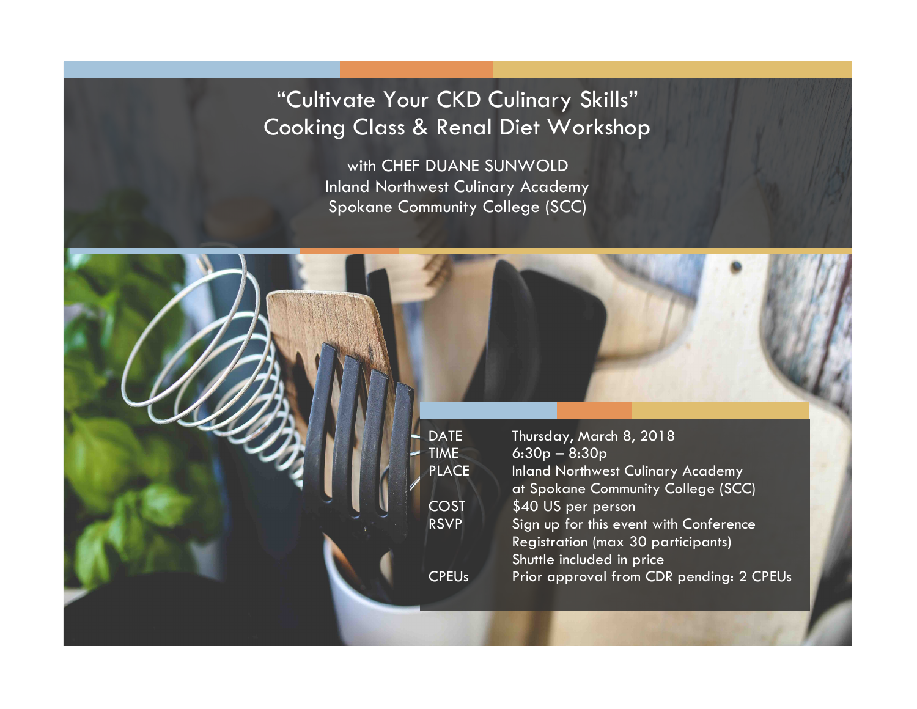# "Cultivate Your CKD Culinary Skills"
# Cooking Class & Renal Diet Workshop

with CHEF DUANE SUNWOLD
Inland Northwest Culinary Academy
Spokane Community College (SCC)

| | |
|---|---|
| DATE | Thursday, March 8, 2018 |
| TIME | 6:30p – 8:30p |
| PLACE | Inland Northwest Culinary Academy at Spokane Community College (SCC) |
| COST | $40 US per person |
| RSVP | Sign up for this event with Conference Registration (max 30 participants) Shuttle included in price |
| CPEUs | Prior approval from CDR pending: 2 CPEUs |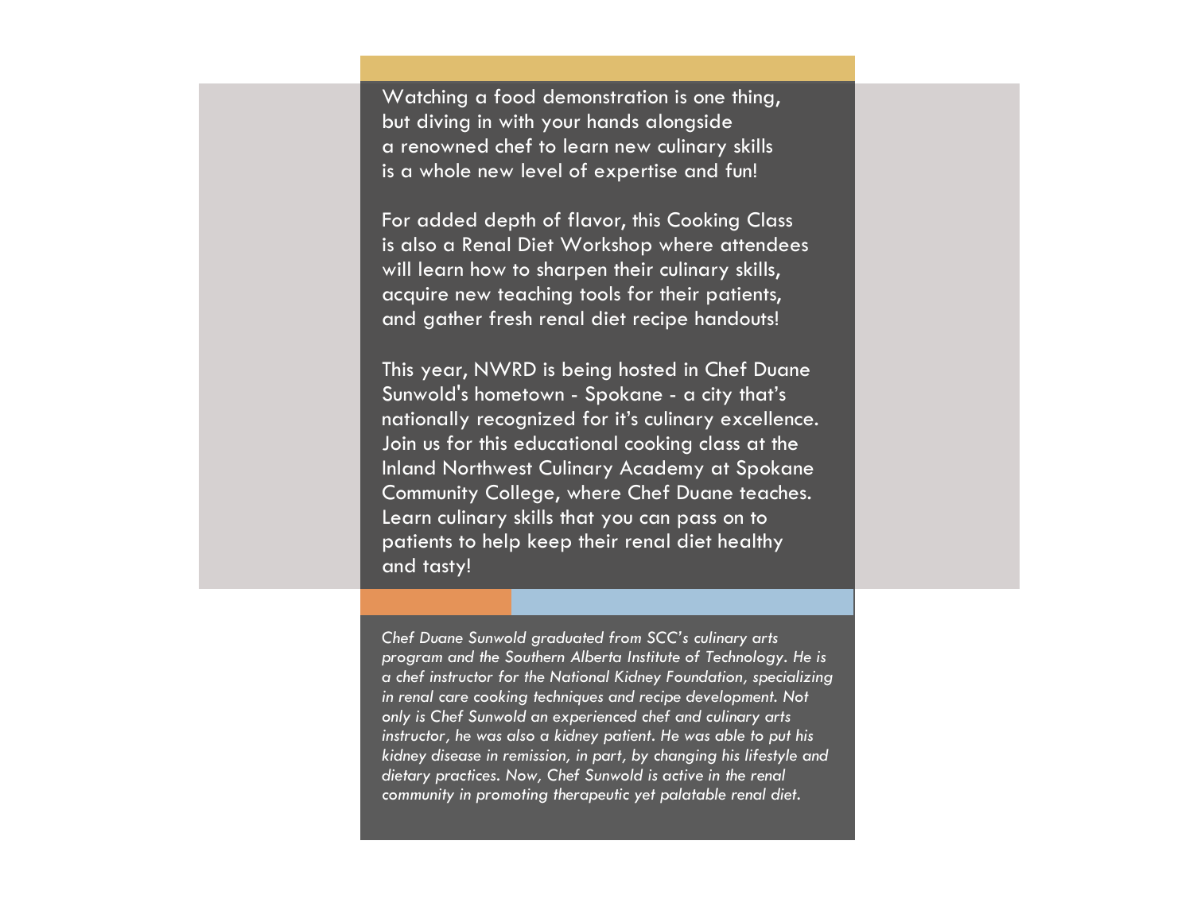Watching a food demonstration is one thing, but diving in with your hands alongside a renowned chef to learn new culinary skills is a whole new level of expertise and fun!

For added depth of flavor, this Cooking Class is also a Renal Diet Workshop where attendees will learn how to sharpen their culinary skills, acquire new teaching tools for their patients, and gather fresh renal diet recipe handouts!

This year, NWRD is being hosted in Chef Duane Sunwold's hometown - Spokane - a city that's nationally recognized for it's culinary excellence. Join us for this educational cooking class at the Inland Northwest Culinary Academy at Spokane Community College, where Chef Duane teaches. Learn culinary skills that you can pass on to patients to help keep their renal diet healthy and tasty!

*Chef Duane Sunwold graduated from SCC's culinary arts program and the Southern Alberta Institute of Technology. He is a chef instructor for the National Kidney Foundation, specializing in renal care cooking techniques and recipe development. Not only is Chef Sunwold an experienced chef and culinary arts instructor, he was also a kidney patient. He was able to put his kidney disease in remission, in part, by changing his lifestyle and dietary practices. Now, Chef Sunwold is active in the renal community in promoting therapeutic yet palatable renal diet.*